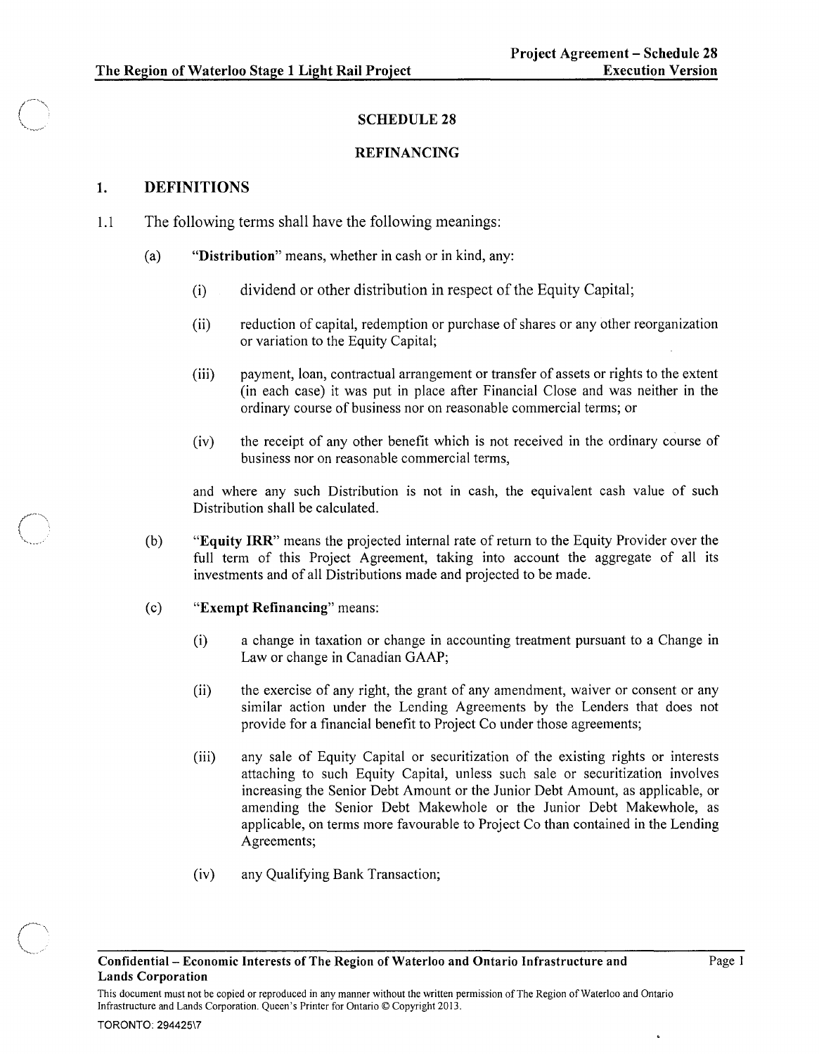# SCHEDULE 28

## REFINANCING

### 1. DEFINITIONS

1.1 The following terms shall have the following meanings:

(a) "**Distribution**" means, whether in cash or in kind, any:

(i) dividend or other distribution in respect of the Equity Capital;

(ii) reduction of capital, redemption or purchase of shares or any other reorganization or variation to the Equity Capital;

(iii) payment, loan, contractual arrangement or transfer of assets or rights to the extent (in each case) it was put in place after Financial Close and was neither in the ordinary course of business nor on reasonable commercial terms; or

(iv) the receipt of any other benefit which is not received in the ordinary course of business nor on reasonable commercial terms,

and where any such Distribution is not in cash, the equivalent cash value of such Distribution shall be calculated.

(b) "**Equity IRR**" means the projected internal rate of return to the Equity Provider over the full term of this Project Agreement, taking into account the aggregate of all its investments and of all Distributions made and projected to be made.

(c) "**Exempt Refinancing**" means:

(i) a change in taxation or change in accounting treatment pursuant to a Change in Law or change in Canadian GAAP;

(ii) the exercise of any right, the grant of any amendment, waiver or consent or any similar action under the Lending Agreements by the Lenders that does not provide for a financial benefit to Project Co under those agreements;

(iii) any sale of Equity Capital or securitization of the existing rights or interests attaching to such Equity Capital, unless such sale or securitization involves increasing the Senior Debt Amount or the Junior Debt Amount, as applicable, or amending the Senior Debt Makewhole or the Junior Debt Makewhole, as applicable, on terms more favourable to Project Co than contained in the Lending Agreements;

(iv) any Qualifying Bank Transaction;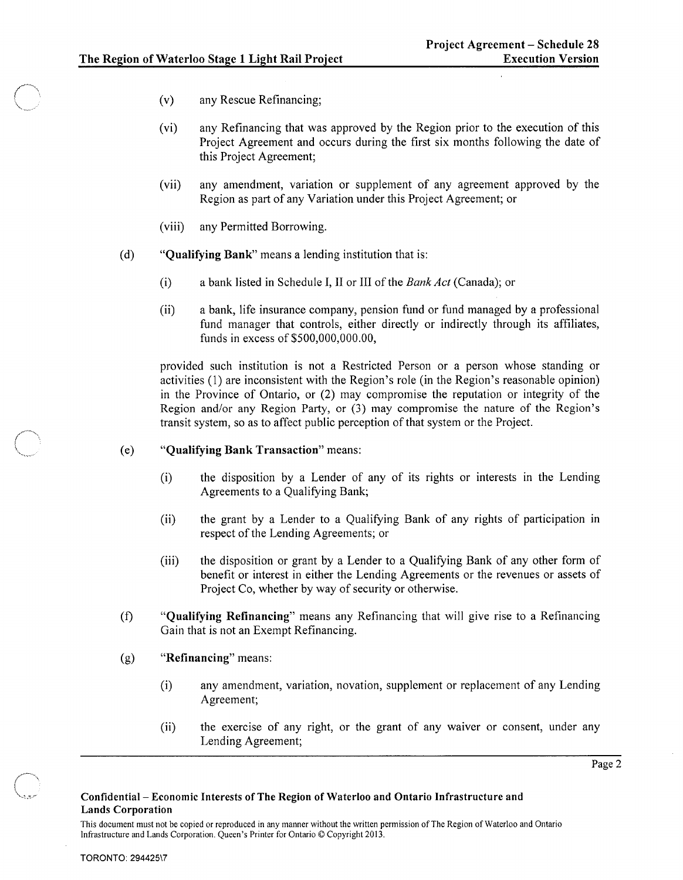(v) any Rescue Refinancing;

(vi) any Refinancing that was approved by the Region prior to the execution of this Project Agreement and occurs during the first six months following the date of this Project Agreement;

(vii) any amendment, variation or supplement of any agreement approved by the Region as part of any Variation under this Project Agreement; or

(viii) any Permitted Borrowing.

(d) "**Qualifying Bank**" means a lending institution that is:

(i) a bank listed in Schedule I, II or III of the *Bank Act* (Canada); or

(ii) a bank, life insurance company, pension fund or fund managed by a professional fund manager that controls, either directly or indirectly through its affiliates, funds in excess of $500,000,000.00,

provided such institution is not a Restricted Person or a person whose standing or activities (1) are inconsistent with the Region's role (in the Region's reasonable opinion) in the Province of Ontario, or (2) may compromise the reputation or integrity of the Region and/or any Region Party, or (3) may compromise the nature of the Region's transit system, so as to affect public perception of that system or the Project.

(e) "**Qualifying Bank Transaction**" means:

(i) the disposition by a Lender of any of its rights or interests in the Lending Agreements to a Qualifying Bank;

(ii) the grant by a Lender to a Qualifying Bank of any rights of participation in respect of the Lending Agreements; or

(iii) the disposition or grant by a Lender to a Qualifying Bank of any other form of benefit or interest in either the Lending Agreements or the revenues or assets of Project Co, whether by way of security or otherwise.

(f) "**Qualifying Refinancing**" means any Refinancing that will give rise to a Refinancing Gain that is not an Exempt Refinancing.

(g) "**Refinancing**" means:

(i) any amendment, variation, novation, supplement or replacement of any Lending Agreement;

(ii) the exercise of any right, or the grant of any waiver or consent, under any Lending Agreement;

**Confidential – Economic Interests of The Region of Waterloo and Ontario Infrastructure and Lands Corporation**

This document must not be copied or reproduced in any manner without the written permission of The Region of Waterloo and Ontario Infrastructure and Lands Corporation. Queen's Printer for Ontario © Copyright 2013.

TORONTO: 294425\7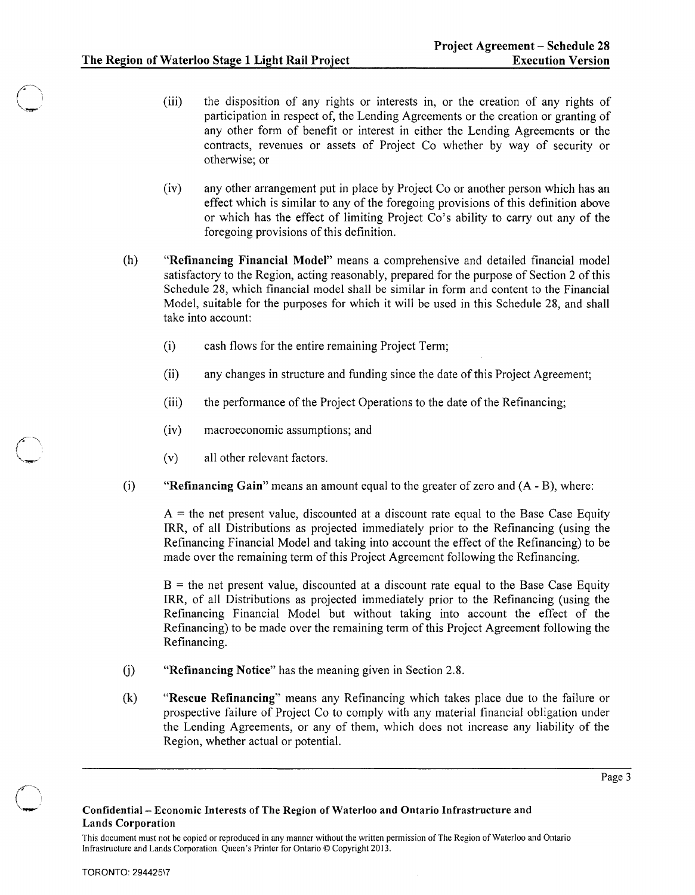(iii) the disposition of any rights or interests in, or the creation of any rights of participation in respect of, the Lending Agreements or the creation or granting of any other form of benefit or interest in either the Lending Agreements or the contracts, revenues or assets of Project Co whether by way of security or otherwise; or

(iv) any other arrangement put in place by Project Co or another person which has an effect which is similar to any of the foregoing provisions of this definition above or which has the effect of limiting Project Co's ability to carry out any of the foregoing provisions of this definition.

(h) "**Refinancing Financial Model**" means a comprehensive and detailed financial model satisfactory to the Region, acting reasonably, prepared for the purpose of Section 2 of this Schedule 28, which financial model shall be similar in form and content to the Financial Model, suitable for the purposes for which it will be used in this Schedule 28, and shall take into account:

(i) cash flows for the entire remaining Project Term;

(ii) any changes in structure and funding since the date of this Project Agreement;

(iii) the performance of the Project Operations to the date of the Refinancing;

(iv) macroeconomic assumptions; and

(v) all other relevant factors.

(i) "**Refinancing Gain**" means an amount equal to the greater of zero and (A - B), where:

A = the net present value, discounted at a discount rate equal to the Base Case Equity IRR, of all Distributions as projected immediately prior to the Refinancing (using the Refinancing Financial Model and taking into account the effect of the Refinancing) to be made over the remaining term of this Project Agreement following the Refinancing.

B = the net present value, discounted at a discount rate equal to the Base Case Equity IRR, of all Distributions as projected immediately prior to the Refinancing (using the Refinancing Financial Model but without taking into account the effect of the Refinancing) to be made over the remaining term of this Project Agreement following the Refinancing.

(j) "**Refinancing Notice**" has the meaning given in Section 2.8.

(k) "**Rescue Refinancing**" means any Refinancing which takes place due to the failure or prospective failure of Project Co to comply with any material financial obligation under the Lending Agreements, or any of them, which does not increase any liability of the Region, whether actual or potential.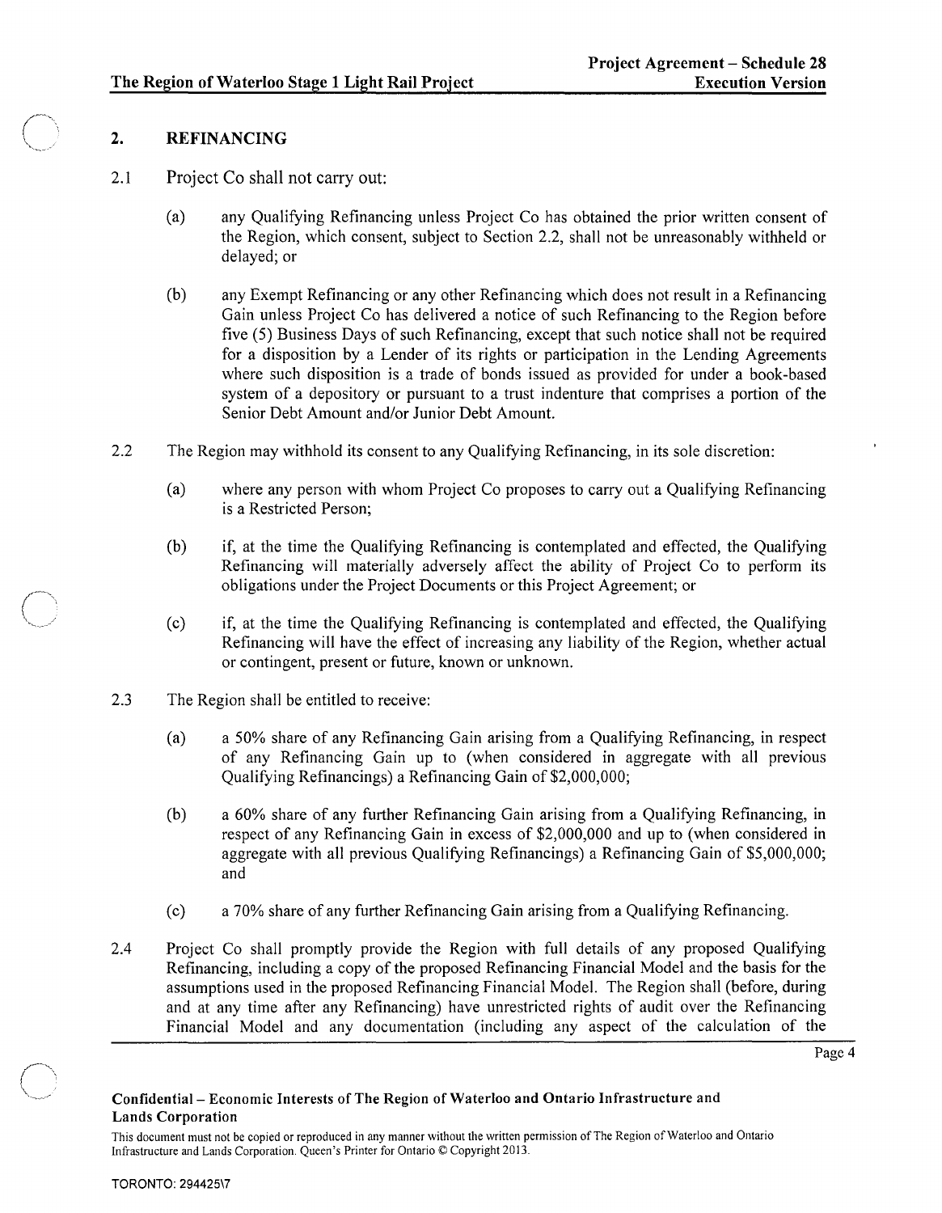## 2. REFINANCING

2.1 Project Co shall not carry out:

(a) any Qualifying Refinancing unless Project Co has obtained the prior written consent of the Region, which consent, subject to Section 2.2, shall not be unreasonably withheld or delayed; or

(b) any Exempt Refinancing or any other Refinancing which does not result in a Refinancing Gain unless Project Co has delivered a notice of such Refinancing to the Region before five (5) Business Days of such Refinancing, except that such notice shall not be required for a disposition by a Lender of its rights or participation in the Lending Agreements where such disposition is a trade of bonds issued as provided for under a book-based system of a depository or pursuant to a trust indenture that comprises a portion of the Senior Debt Amount and/or Junior Debt Amount.

2.2 The Region may withhold its consent to any Qualifying Refinancing, in its sole discretion:

(a) where any person with whom Project Co proposes to carry out a Qualifying Refinancing is a Restricted Person;

(b) if, at the time the Qualifying Refinancing is contemplated and effected, the Qualifying Refinancing will materially adversely affect the ability of Project Co to perform its obligations under the Project Documents or this Project Agreement; or

(c) if, at the time the Qualifying Refinancing is contemplated and effected, the Qualifying Refinancing will have the effect of increasing any liability of the Region, whether actual or contingent, present or future, known or unknown.

2.3 The Region shall be entitled to receive:

(a) a 50% share of any Refinancing Gain arising from a Qualifying Refinancing, in respect of any Refinancing Gain up to (when considered in aggregate with all previous Qualifying Refinancings) a Refinancing Gain of $2,000,000;

(b) a 60% share of any further Refinancing Gain arising from a Qualifying Refinancing, in respect of any Refinancing Gain in excess of $2,000,000 and up to (when considered in aggregate with all previous Qualifying Refinancings) a Refinancing Gain of $5,000,000; and

(c) a 70% share of any further Refinancing Gain arising from a Qualifying Refinancing.

2.4 Project Co shall promptly provide the Region with full details of any proposed Qualifying Refinancing, including a copy of the proposed Refinancing Financial Model and the basis for the assumptions used in the proposed Refinancing Financial Model. The Region shall (before, during and at any time after any Refinancing) have unrestricted rights of audit over the Refinancing Financial Model and any documentation (including any aspect of the calculation of the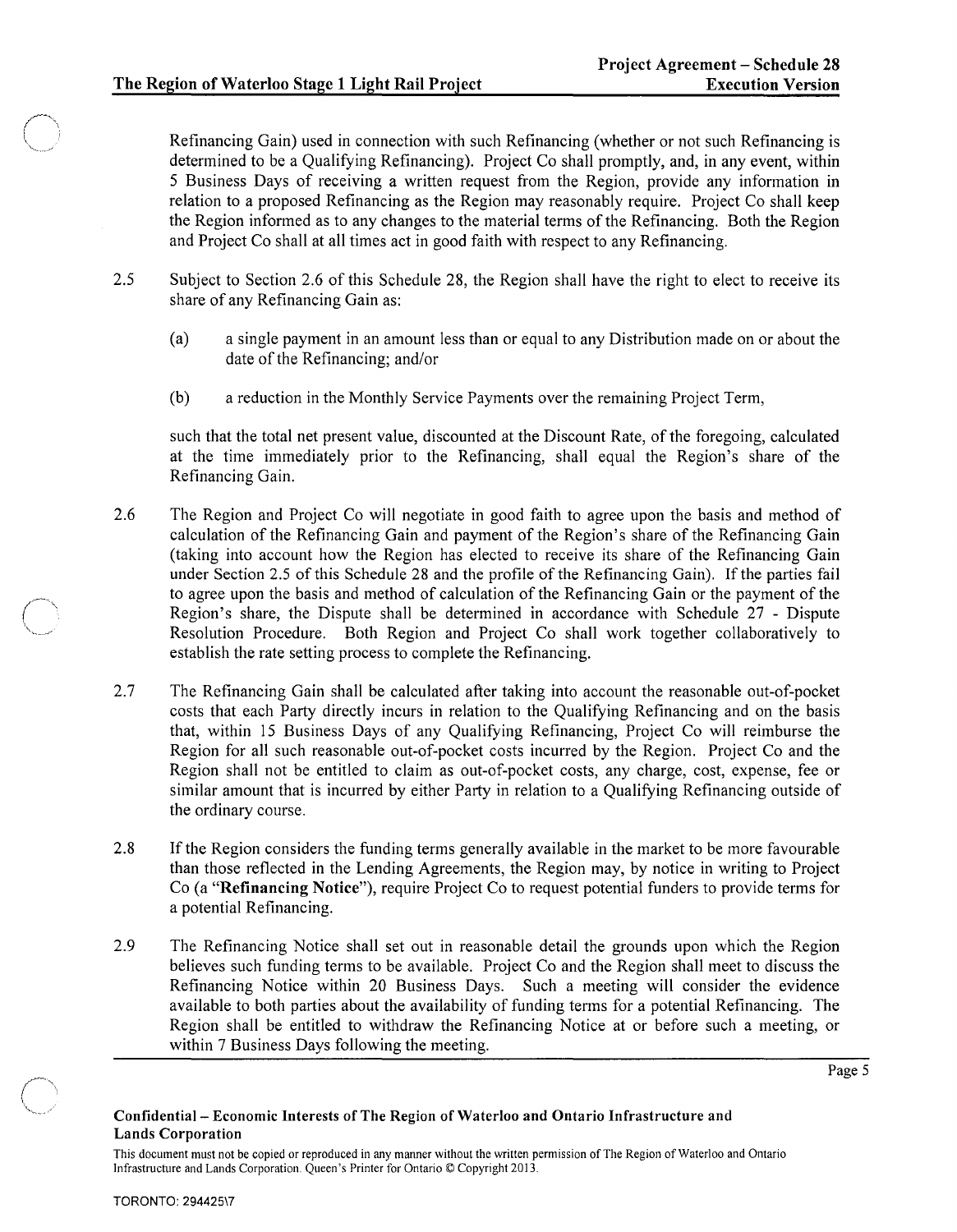Refinancing Gain) used in connection with such Refinancing (whether or not such Refinancing is determined to be a Qualifying Refinancing). Project Co shall promptly, and, in any event, within 5 Business Days of receiving a written request from the Region, provide any information in relation to a proposed Refinancing as the Region may reasonably require. Project Co shall keep the Region informed as to any changes to the material terms of the Refinancing. Both the Region and Project Co shall at all times act in good faith with respect to any Refinancing.

2.5 Subject to Section 2.6 of this Schedule 28, the Region shall have the right to elect to receive its share of any Refinancing Gain as:

(a) a single payment in an amount less than or equal to any Distribution made on or about the date of the Refinancing; and/or

(b) a reduction in the Monthly Service Payments over the remaining Project Term,

such that the total net present value, discounted at the Discount Rate, of the foregoing, calculated at the time immediately prior to the Refinancing, shall equal the Region's share of the Refinancing Gain.

2.6 The Region and Project Co will negotiate in good faith to agree upon the basis and method of calculation of the Refinancing Gain and payment of the Region's share of the Refinancing Gain (taking into account how the Region has elected to receive its share of the Refinancing Gain under Section 2.5 of this Schedule 28 and the profile of the Refinancing Gain). If the parties fail to agree upon the basis and method of calculation of the Refinancing Gain or the payment of the Region's share, the Dispute shall be determined in accordance with Schedule 27 - Dispute Resolution Procedure. Both Region and Project Co shall work together collaboratively to establish the rate setting process to complete the Refinancing.

2.7 The Refinancing Gain shall be calculated after taking into account the reasonable out-of-pocket costs that each Party directly incurs in relation to the Qualifying Refinancing and on the basis that, within 15 Business Days of any Qualifying Refinancing, Project Co will reimburse the Region for all such reasonable out-of-pocket costs incurred by the Region. Project Co and the Region shall not be entitled to claim as out-of-pocket costs, any charge, cost, expense, fee or similar amount that is incurred by either Party in relation to a Qualifying Refinancing outside of the ordinary course.

2.8 If the Region considers the funding terms generally available in the market to be more favourable than those reflected in the Lending Agreements, the Region may, by notice in writing to Project Co (a "**Refinancing Notice**"), require Project Co to request potential funders to provide terms for a potential Refinancing.

2.9 The Refinancing Notice shall set out in reasonable detail the grounds upon which the Region believes such funding terms to be available. Project Co and the Region shall meet to discuss the Refinancing Notice within 20 Business Days. Such a meeting will consider the evidence available to both parties about the availability of funding terms for a potential Refinancing. The Region shall be entitled to withdraw the Refinancing Notice at or before such a meeting, or within 7 Business Days following the meeting.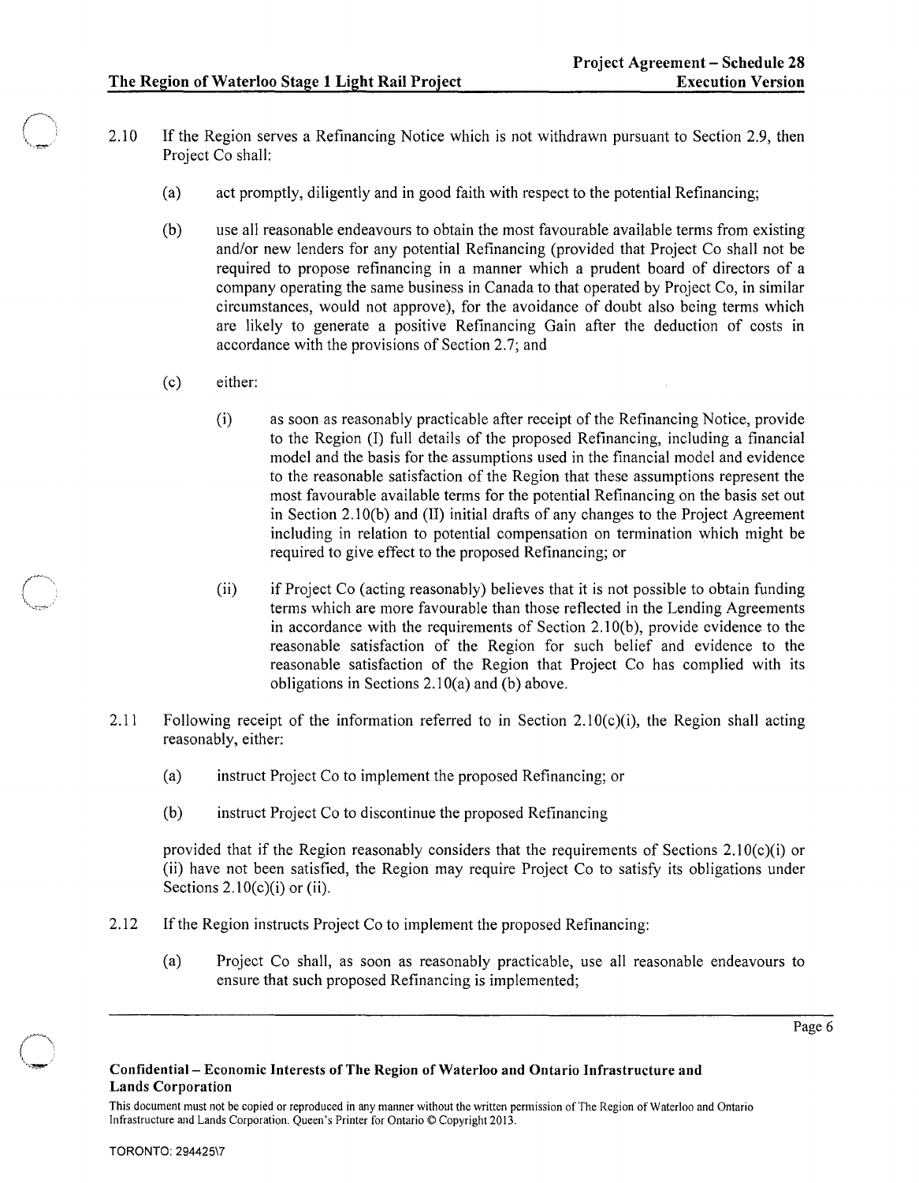2.10 If the Region serves a Refinancing Notice which is not withdrawn pursuant to Section 2.9, then Project Co shall:

(a) act promptly, diligently and in good faith with respect to the potential Refinancing;

(b) use all reasonable endeavours to obtain the most favourable available terms from existing and/or new lenders for any potential Refinancing (provided that Project Co shall not be required to propose refinancing in a manner which a prudent board of directors of a company operating the same business in Canada to that operated by Project Co, in similar circumstances, would not approve), for the avoidance of doubt also being terms which are likely to generate a positive Refinancing Gain after the deduction of costs in accordance with the provisions of Section 2.7; and

(c) either:

(i) as soon as reasonably practicable after receipt of the Refinancing Notice, provide to the Region (I) full details of the proposed Refinancing, including a financial model and the basis for the assumptions used in the financial model and evidence to the reasonable satisfaction of the Region that these assumptions represent the most favourable available terms for the potential Refinancing on the basis set out in Section 2.10(b) and (II) initial drafts of any changes to the Project Agreement including in relation to potential compensation on termination which might be required to give effect to the proposed Refinancing; or

(ii) if Project Co (acting reasonably) believes that it is not possible to obtain funding terms which are more favourable than those reflected in the Lending Agreements in accordance with the requirements of Section 2.10(b), provide evidence to the reasonable satisfaction of the Region for such belief and evidence to the reasonable satisfaction of the Region that Project Co has complied with its obligations in Sections 2.10(a) and (b) above.

2.11 Following receipt of the information referred to in Section 2.10(c)(i), the Region shall acting reasonably, either:

(a) instruct Project Co to implement the proposed Refinancing; or

(b) instruct Project Co to discontinue the proposed Refinancing

provided that if the Region reasonably considers that the requirements of Sections 2.10(c)(i) or (ii) have not been satisfied, the Region may require Project Co to satisfy its obligations under Sections 2.10(c)(i) or (ii).

2.12 If the Region instructs Project Co to implement the proposed Refinancing:

(a) Project Co shall, as soon as reasonably practicable, use all reasonable endeavours to ensure that such proposed Refinancing is implemented;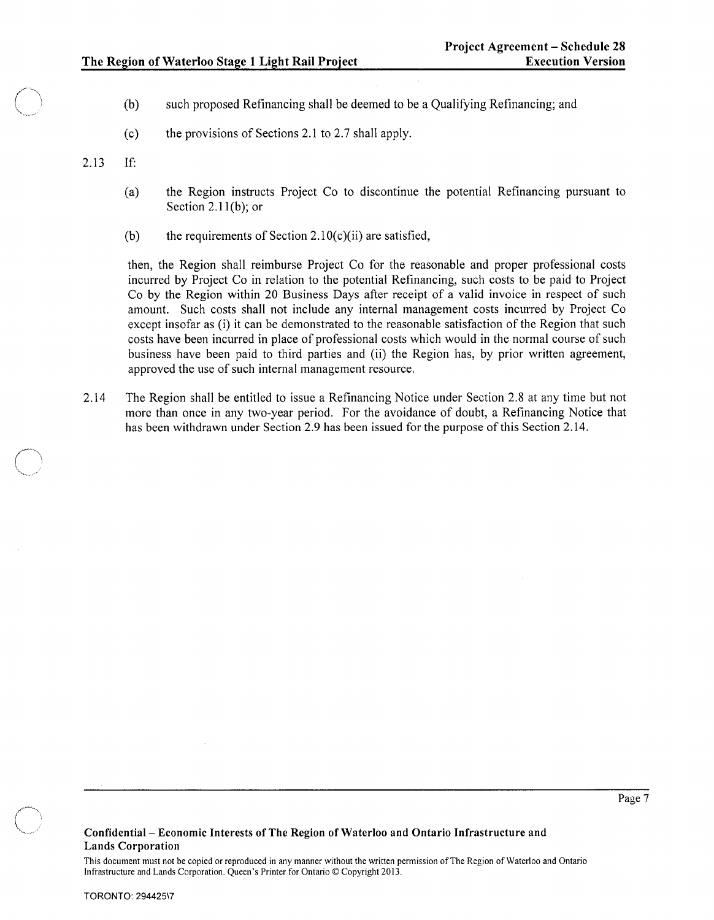(b) such proposed Refinancing shall be deemed to be a Qualifying Refinancing; and

(c) the provisions of Sections 2.1 to 2.7 shall apply.

2.13 If:

(a) the Region instructs Project Co to discontinue the potential Refinancing pursuant to Section 2.11(b); or

(b) the requirements of Section 2.10(c)(ii) are satisfied,

then, the Region shall reimburse Project Co for the reasonable and proper professional costs incurred by Project Co in relation to the potential Refinancing, such costs to be paid to Project Co by the Region within 20 Business Days after receipt of a valid invoice in respect of such amount. Such costs shall not include any internal management costs incurred by Project Co except insofar as (i) it can be demonstrated to the reasonable satisfaction of the Region that such costs have been incurred in place of professional costs which would in the normal course of such business have been paid to third parties and (ii) the Region has, by prior written agreement, approved the use of such internal management resource.

2.14 The Region shall be entitled to issue a Refinancing Notice under Section 2.8 at any time but not more than once in any two-year period. For the avoidance of doubt, a Refinancing Notice that has been withdrawn under Section 2.9 has been issued for the purpose of this Section 2.14.